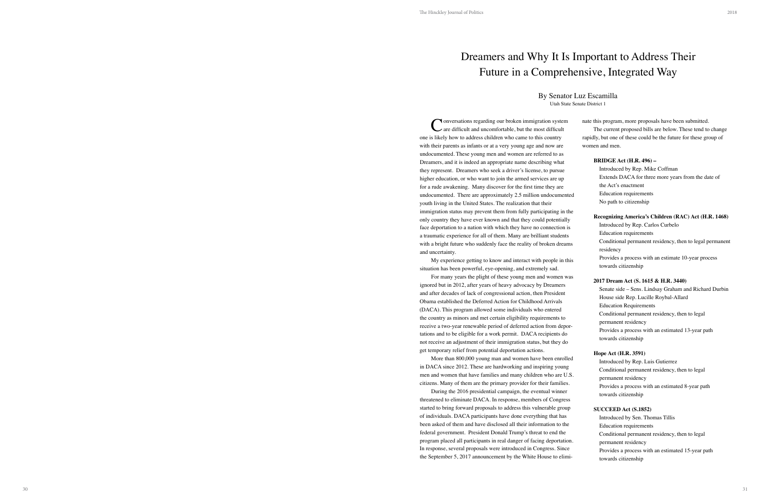# Dreamers and Why It Is Important to Address Their Future in a Comprehensive, Integrated Way

By Senator Luz Escamilla

Utah State Senate District 1

Conversations regarding our broken immigration system are difficult and uncomfortable, but the most difficult one is likely how to address children who came to this country with their parents as infants or at a very young age and now are undocumented. These young men and women are referred to as Dreamers, and it is indeed an appropriate name describing what they represent. Dreamers who seek a driver's license, to pursue higher education, or who want to join the armed services are up for a rude awakening. Many discover for the first time they are undocumented. There are approximately 2.5 million undocumented youth living in the United States. The realization that their immigration status may prevent them from fully participating in the only country they have ever known and that they could potentially face deportation to a nation with which they have no connection is a traumatic experience for all of them. Many are brilliant students with a bright future who suddenly face the reality of broken dreams and uncertainty.

My experience getting to know and interact with people in this situation has been powerful, eye-opening, and extremely sad.

For many years the plight of these young men and women was ignored but in 2012, after years of heavy advocacy by Dreamers and after decades of lack of congressional action, then President Obama established the Deferred Action for Childhood Arrivals (DACA). This program allowed some individuals who entered the country as minors and met certain eligibility requirements to receive a two-year renewable period of deferred action from deportations and to be eligible for a work permit. DACA recipients do not receive an adjustment of their immigration status, but they do get temporary relief from potential deportation actions.

More than 800,000 young man and women have been enrolled in DACA since 2012. These are hardworking and inspiring young men and women that have families and many children who are U.S. citizens. Many of them are the primary provider for their families.

During the 2016 presidential campaign, the eventual winner threatened to eliminate DACA. In response, members of Congress started to bring forward proposals to address this vulnerable group of individuals. DACA participants have done everything that has been asked of them and have disclosed all their information to the federal government. President Donald Trump's threat to end the program placed all participants in real danger of facing deportation. In response, several proposals were introduced in Congress. Since the September 5, 2017 announcement by the White House to eliminate this program, more proposals have been submitted.

The current proposed bills are below. These tend to change rapidly, but one of these could be the future for these group of women and men.

**BRIDGE Act (H.R. 496) –**

- Introduced by Rep. Mike Coffman
- Extends DACA for three more years from the date of the Act's enactment
- Education requirements
- No path to citizenship

**Recognizing America's Children (RAC) Act (H.R. 1468)**

- Introduced by Rep. Carlos Curbelo
- Education requirements
- Conditional permanent residency, then to legal permanent residency
- Provides a process with an estimate 10-year process towards citizenship

**2017 Dream Act (S. 1615 & H.R. 3440)**

- Senate side – Sens. Lindsay Graham and Richard Durbin
- House side Rep. Lucille Roybal-Allard
- Education Requirements
- Conditional permanent residency, then to legal permanent residency
- Provides a process with an estimated 13-year path towards citizenship

**Hope Act (H.R. 3591)**

- Introduced by Rep. Luis Gutierrez
- Conditional permanent residency, then to legal permanent residency
- Provides a process with an estimated 8-year path towards citizenship

**SUCCEED Act (S.1852)**

- Introduced by Sen. Thomas Tillis
- Education requirements
- Conditional permanent residency, then to legal permanent residency
- Provides a process with an estimated 15-year path towards citizenship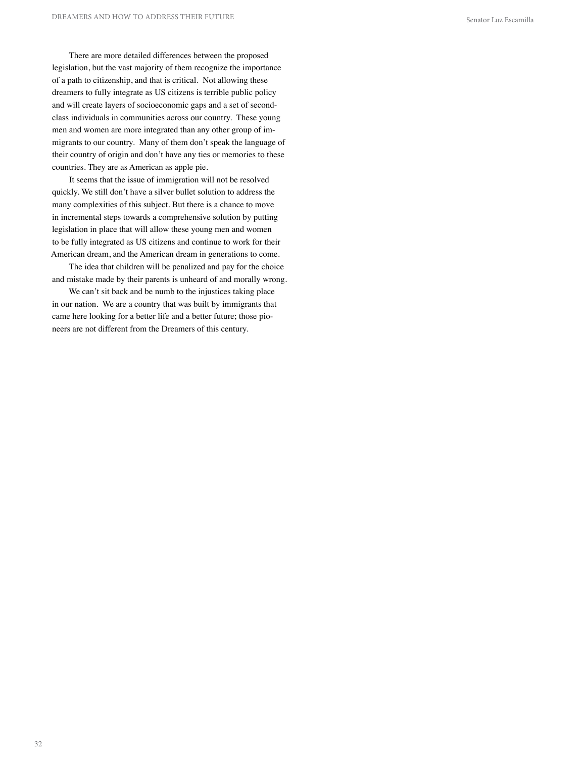There are more detailed differences between the proposed legislation, but the vast majority of them recognize the importance of a path to citizenship, and that is critical. Not allowing these dreamers to fully integrate as US citizens is terrible public policy and will create layers of socioeconomic gaps and a set of second-class individuals in communities across our country. These young men and women are more integrated than any other group of immigrants to our country. Many of them don't speak the language of their country of origin and don't have any ties or memories to these countries. They are as American as apple pie.

It seems that the issue of immigration will not be resolved quickly. We still don't have a silver bullet solution to address the many complexities of this subject. But there is a chance to move in incremental steps towards a comprehensive solution by putting legislation in place that will allow these young men and women to be fully integrated as US citizens and continue to work for their American dream, and the American dream in generations to come.

The idea that children will be penalized and pay for the choice and mistake made by their parents is unheard of and morally wrong.

We can't sit back and be numb to the injustices taking place in our nation. We are a country that was built by immigrants that came here looking for a better life and a better future; those pioneers are not different from the Dreamers of this century.